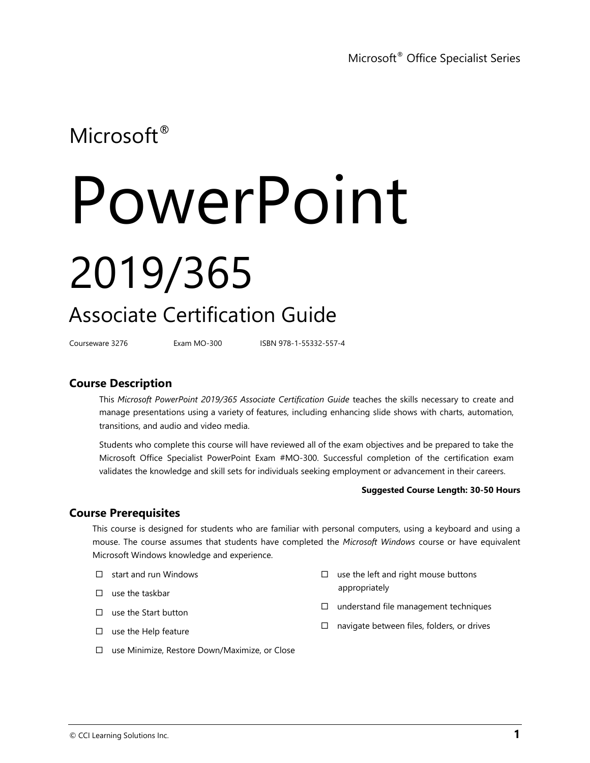Microsoft® Office Specialist Series

Microsoft®

# PowerPoint

# 2019/365

## Associate Certification Guide

Courseware 3276 Exam MO-300 ISBN 978-1-55332-557-4

### Course Description

This *Microsoft PowerPoint 2019/365 Associate Certification Guide* teaches the skills necessary to create and manage presentations using a variety of features, including enhancing slide shows with charts, automation, transitions, and audio and video media.

Students who complete this course will have reviewed all of the exam objectives and be prepared to take the Microsoft Office Specialist PowerPoint Exam #MO-300. Successful completion of the certification exam validates the knowledge and skill sets for individuals seeking employment or advancement in their careers.

**Suggested Course Length: 30-50 Hours**

### Course Prerequisites

This course is designed for students who are familiar with personal computers, using a keyboard and using a mouse. The course assumes that students have completed the *Microsoft Windows* course or have equivalent Microsoft Windows knowledge and experience.

- ☐ start and run Windows
- ☐ use the taskbar
- ☐ use the Start button
- ☐ use the Help feature
- ☐ use Minimize, Restore Down/Maximize, or Close
- ☐ use the left and right mouse buttons appropriately
- ☐ understand file management techniques
- ☐ navigate between files, folders, or drives

© CCI Learning Solutions Inc.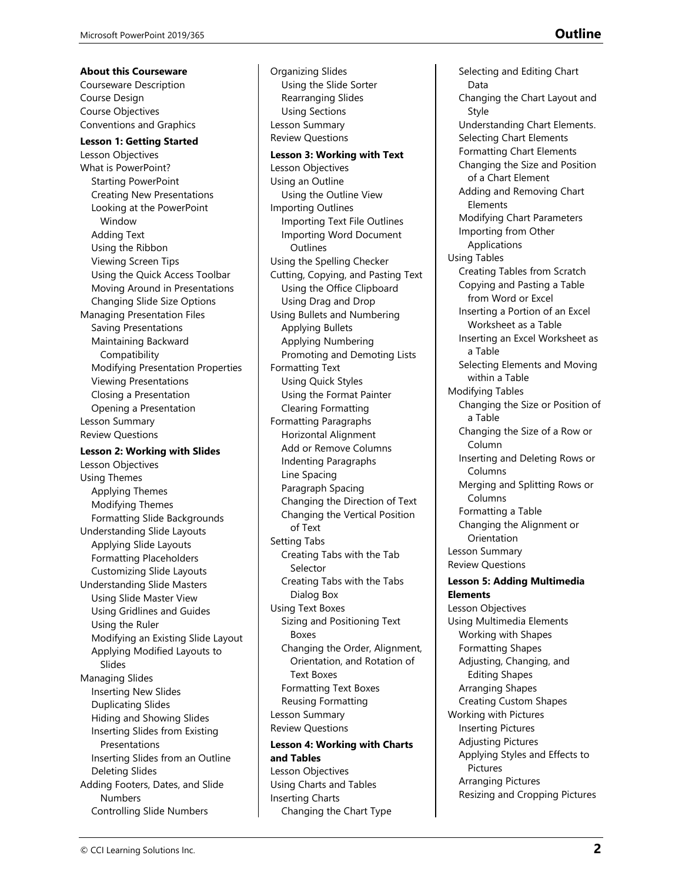# Outline

**About this Courseware**

Courseware Description
Course Design
Course Objectives
Conventions and Graphics

**Lesson 1: Getting Started**

Lesson Objectives
What is PowerPoint?
- Starting PowerPoint
- Creating New Presentations
- Looking at the PowerPoint Window
- Adding Text
- Using the Ribbon
- Viewing Screen Tips
- Using the Quick Access Toolbar
- Moving Around in Presentations
- Changing Slide Size Options

Managing Presentation Files
- Saving Presentations
- Maintaining Backward Compatibility
- Modifying Presentation Properties
- Viewing Presentations
- Closing a Presentation
- Opening a Presentation

Lesson Summary
Review Questions

**Lesson 2: Working with Slides**

Lesson Objectives
Using Themes
- Applying Themes
- Modifying Themes
- Formatting Slide Backgrounds

Understanding Slide Layouts
- Applying Slide Layouts
- Formatting Placeholders
- Customizing Slide Layouts

Understanding Slide Masters
- Using Slide Master View
- Using Gridlines and Guides
- Using the Ruler
- Modifying an Existing Slide Layout
- Applying Modified Layouts to Slides

Managing Slides
- Inserting New Slides
- Duplicating Slides
- Hiding and Showing Slides
- Inserting Slides from Existing Presentations
- Inserting Slides from an Outline
- Deleting Slides

Adding Footers, Dates, and Slide Numbers
- Controlling Slide Numbers

Organizing Slides
- Using the Slide Sorter
- Rearranging Slides
- Using Sections

Lesson Summary
Review Questions

**Lesson 3: Working with Text**

Lesson Objectives
Using an Outline
- Using the Outline View

Importing Outlines
- Importing Text File Outlines
- Importing Word Document Outlines

Using the Spelling Checker
Cutting, Copying, and Pasting Text
- Using the Office Clipboard
- Using Drag and Drop

Using Bullets and Numbering
- Applying Bullets
- Applying Numbering
- Promoting and Demoting Lists

Formatting Text
- Using Quick Styles
- Using the Format Painter
- Clearing Formatting

Formatting Paragraphs
- Horizontal Alignment
- Add or Remove Columns
- Indenting Paragraphs
- Line Spacing
- Paragraph Spacing
- Changing the Direction of Text
- Changing the Vertical Position of Text

Setting Tabs
- Creating Tabs with the Tab Selector
- Creating Tabs with the Tabs Dialog Box

Using Text Boxes
- Sizing and Positioning Text Boxes
- Changing the Order, Alignment, Orientation, and Rotation of Text Boxes
- Formatting Text Boxes
- Reusing Formatting

Lesson Summary
Review Questions

**Lesson 4: Working with Charts and Tables**

Lesson Objectives
Using Charts and Tables
Inserting Charts
- Changing the Chart Type
- Selecting and Editing Chart Data
- Changing the Chart Layout and Style
- Understanding Chart Elements.
- Selecting Chart Elements
- Formatting Chart Elements
- Changing the Size and Position of a Chart Element
- Adding and Removing Chart Elements
- Modifying Chart Parameters
- Importing from Other Applications

Using Tables
- Creating Tables from Scratch
- Copying and Pasting a Table from Word or Excel
- Inserting a Portion of an Excel Worksheet as a Table
- Inserting an Excel Worksheet as a Table
- Selecting Elements and Moving within a Table

Modifying Tables
- Changing the Size or Position of a Table
- Changing the Size of a Row or Column
- Inserting and Deleting Rows or Columns
- Merging and Splitting Rows or Columns
- Formatting a Table
- Changing the Alignment or Orientation

Lesson Summary
Review Questions

**Lesson 5: Adding Multimedia Elements**

Lesson Objectives
Using Multimedia Elements
- Working with Shapes
- Formatting Shapes
- Adjusting, Changing, and Editing Shapes
- Arranging Shapes
- Creating Custom Shapes

Working with Pictures
- Inserting Pictures
- Adjusting Pictures
- Applying Styles and Effects to Pictures
- Arranging Pictures
- Resizing and Cropping Pictures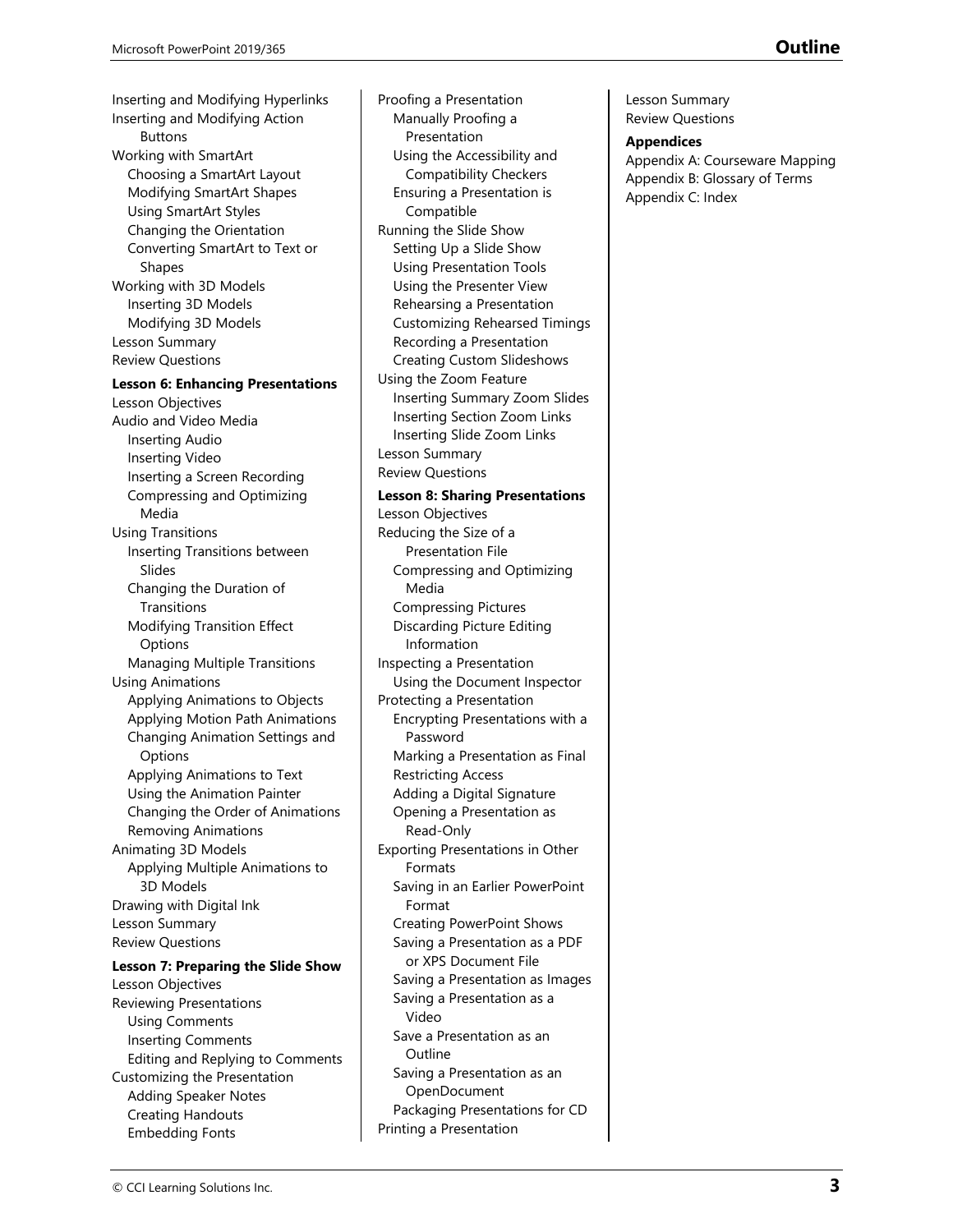Inserting and Modifying Hyperlinks
Inserting and Modifying Action Buttons
Working with SmartArt
- Choosing a SmartArt Layout
- Modifying SmartArt Shapes
- Using SmartArt Styles
- Changing the Orientation
- Converting SmartArt to Text or Shapes

Working with 3D Models
- Inserting 3D Models
- Modifying 3D Models

Lesson Summary
Review Questions

**Lesson 6: Enhancing Presentations**

Lesson Objectives
Audio and Video Media
- Inserting Audio
- Inserting Video
- Inserting a Screen Recording
- Compressing and Optimizing Media

Using Transitions
- Inserting Transitions between Slides
- Changing the Duration of Transitions
- Modifying Transition Effect Options
- Managing Multiple Transitions

Using Animations
- Applying Animations to Objects
- Applying Motion Path Animations
- Changing Animation Settings and Options
- Applying Animations to Text
- Using the Animation Painter
- Changing the Order of Animations
- Removing Animations

Animating 3D Models
- Applying Multiple Animations to 3D Models

Drawing with Digital Ink
Lesson Summary
Review Questions

**Lesson 7: Preparing the Slide Show**

Lesson Objectives
Reviewing Presentations
- Using Comments
- Inserting Comments
- Editing and Replying to Comments

Customizing the Presentation
- Adding Speaker Notes
- Creating Handouts
- Embedding Fonts

Proofing a Presentation
- Manually Proofing a Presentation
- Using the Accessibility and Compatibility Checkers
- Ensuring a Presentation is Compatible

Running the Slide Show
- Setting Up a Slide Show
- Using Presentation Tools
- Using the Presenter View
- Rehearsing a Presentation
- Customizing Rehearsed Timings
- Recording a Presentation
- Creating Custom Slideshows

Using the Zoom Feature
- Inserting Summary Zoom Slides
- Inserting Section Zoom Links
- Inserting Slide Zoom Links

Lesson Summary
Review Questions

**Lesson 8: Sharing Presentations**

Lesson Objectives
Reducing the Size of a Presentation File
- Compressing and Optimizing Media
- Compressing Pictures
- Discarding Picture Editing Information

Inspecting a Presentation
- Using the Document Inspector

Protecting a Presentation
- Encrypting Presentations with a Password
- Marking a Presentation as Final
- Restricting Access
- Adding a Digital Signature
- Opening a Presentation as Read-Only

Exporting Presentations in Other Formats
- Saving in an Earlier PowerPoint Format
- Creating PowerPoint Shows
- Saving a Presentation as a PDF or XPS Document File
- Saving a Presentation as Images
- Saving a Presentation as a Video
- Save a Presentation as an Outline
- Saving a Presentation as an OpenDocument
- Packaging Presentations for CD

Printing a Presentation
Lesson Summary
Review Questions

**Appendices**

Appendix A: Courseware Mapping
Appendix B: Glossary of Terms
Appendix C: Index